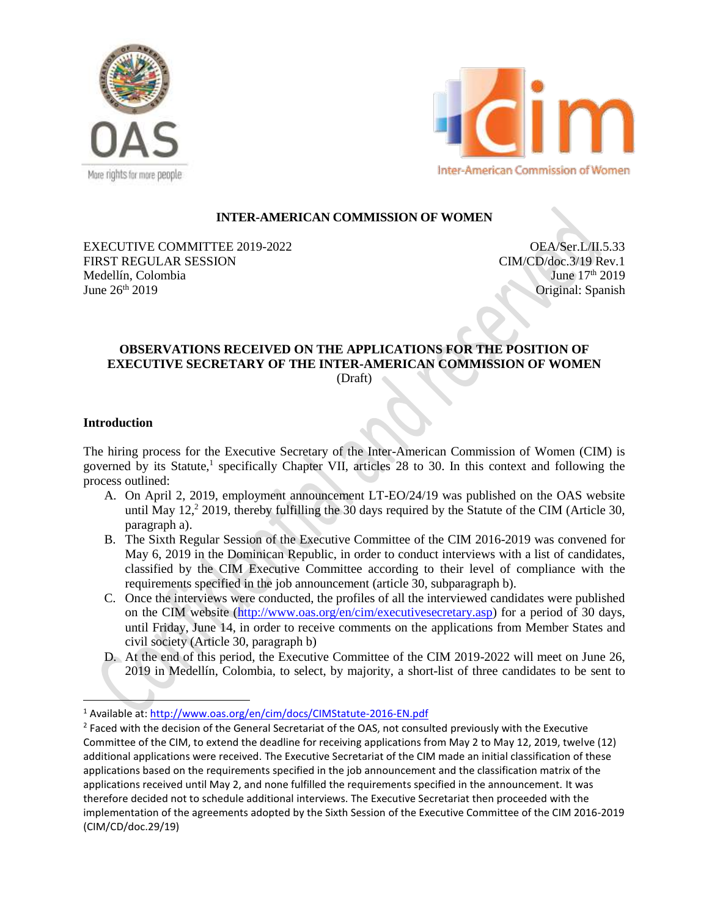**INTER-AMERICAN COMMISSION OF WOMEN**

EXECUTIVE COMMITTEE 2019-2022
FIRST REGULAR SESSION
Medellín, Colombia
June 26th 2019

OEA/Ser.L/II.5.33
CIM/CD/doc.3/19 Rev.1
June 17th 2019
Original: Spanish

**OBSERVATIONS RECEIVED ON THE APPLICATIONS FOR THE POSITION OF EXECUTIVE SECRETARY OF THE INTER-AMERICAN COMMISSION OF WOMEN**
(Draft)

**Introduction**

The hiring process for the Executive Secretary of the Inter-American Commission of Women (CIM) is governed by its Statute,[1] specifically Chapter VII, articles 28 to 30. In this context and following the process outlined:

A. On April 2, 2019, employment announcement LT-EO/24/19 was published on the OAS website until May 12,[2] 2019, thereby fulfilling the 30 days required by the Statute of the CIM (Article 30, paragraph a).

B. The Sixth Regular Session of the Executive Committee of the CIM 2016-2019 was convened for May 6, 2019 in the Dominican Republic, in order to conduct interviews with a list of candidates, classified by the CIM Executive Committee according to their level of compliance with the requirements specified in the job announcement (article 30, subparagraph b).

C. Once the interviews were conducted, the profiles of all the interviewed candidates were published on the CIM website (http://www.oas.org/en/cim/executivesecretary.asp) for a period of 30 days, until Friday, June 14, in order to receive comments on the applications from Member States and civil society (Article 30, paragraph b)

D. At the end of this period, the Executive Committee of the CIM 2019-2022 will meet on June 26, 2019 in Medellín, Colombia, to select, by majority, a short-list of three candidates to be sent to

---

[1] Available at: http://www.oas.org/en/cim/docs/CIMStatute-2016-EN.pdf

[2] Faced with the decision of the General Secretariat of the OAS, not consulted previously with the Executive Committee of the CIM, to extend the deadline for receiving applications from May 2 to May 12, 2019, twelve (12) additional applications were received. The Executive Secretariat of the CIM made an initial classification of these applications based on the requirements specified in the job announcement and the classification matrix of the applications received until May 2, and none fulfilled the requirements specified in the announcement. It was therefore decided not to schedule additional interviews. The Executive Secretariat then proceeded with the implementation of the agreements adopted by the Sixth Session of the Executive Committee of the CIM 2016-2019 (CIM/CD/doc.29/19)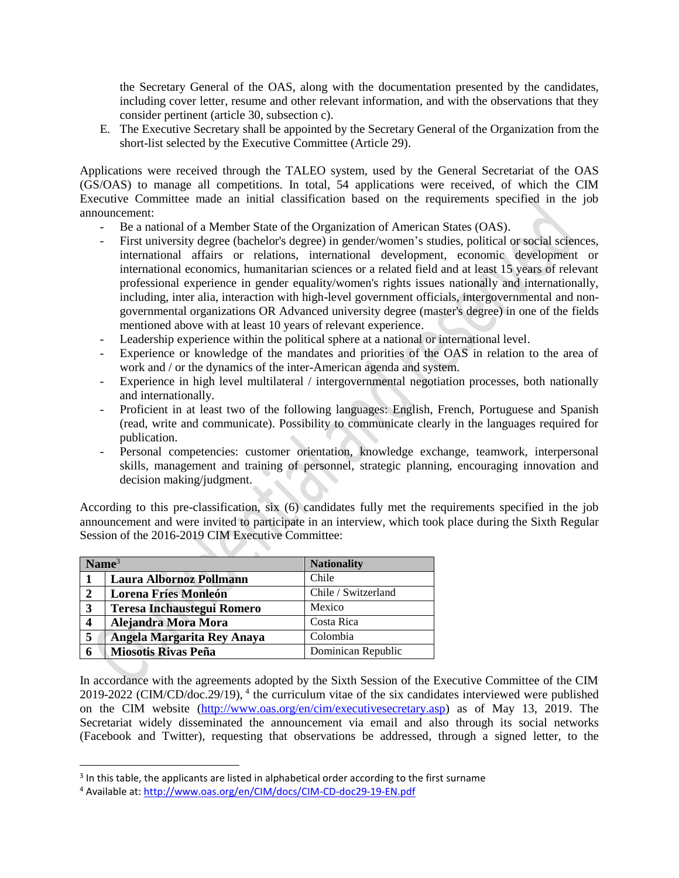the Secretary General of the OAS, along with the documentation presented by the candidates, including cover letter, resume and other relevant information, and with the observations that they consider pertinent (article 30, subsection c).

E. The Executive Secretary shall be appointed by the Secretary General of the Organization from the short-list selected by the Executive Committee (Article 29).

Applications were received through the TALEO system, used by the General Secretariat of the OAS (GS/OAS) to manage all competitions. In total, 54 applications were received, of which the CIM Executive Committee made an initial classification based on the requirements specified in the job announcement:

- Be a national of a Member State of the Organization of American States (OAS).
- First university degree (bachelor's degree) in gender/women's studies, political or social sciences, international affairs or relations, international development, economic development or international economics, humanitarian sciences or a related field and at least 15 years of relevant professional experience in gender equality/women's rights issues nationally and internationally, including, inter alia, interaction with high-level government officials, intergovernmental and non-governmental organizations OR Advanced university degree (master's degree) in one of the fields mentioned above with at least 10 years of relevant experience.
- Leadership experience within the political sphere at a national or international level.
- Experience or knowledge of the mandates and priorities of the OAS in relation to the area of work and / or the dynamics of the inter-American agenda and system.
- Experience in high level multilateral / intergovernmental negotiation processes, both nationally and internationally.
- Proficient in at least two of the following languages: English, French, Portuguese and Spanish (read, write and communicate). Possibility to communicate clearly in the languages required for publication.
- Personal competencies: customer orientation, knowledge exchange, teamwork, interpersonal skills, management and training of personnel, strategic planning, encouraging innovation and decision making/judgment.

According to this pre-classification, six (6) candidates fully met the requirements specified in the job announcement and were invited to participate in an interview, which took place during the Sixth Regular Session of the 2016-2019 CIM Executive Committee:

| | Name[3] | Nationality |
|---|---|---|
| 1 | **Laura Albornoz Pollmann** | Chile |
| 2 | **Lorena Fríes Monleón** | Chile / Switzerland |
| 3 | **Teresa Inchaustegui Romero** | Mexico |
| 4 | **Alejandra Mora Mora** | Costa Rica |
| 5 | **Angela Margarita Rey Anaya** | Colombia |
| 6 | **Miosotis Rivas Peña** | Dominican Republic |

In accordance with the agreements adopted by the Sixth Session of the Executive Committee of the CIM 2019-2022 (CIM/CD/doc.29/19),[4] the curriculum vitae of the six candidates interviewed were published on the CIM website (http://www.oas.org/en/cim/executivesecretary.asp) as of May 13, 2019. The Secretariat widely disseminated the announcement via email and also through its social networks (Facebook and Twitter), requesting that observations be addressed, through a signed letter, to the

---

[3] In this table, the applicants are listed in alphabetical order according to the first surname

[4] Available at: http://www.oas.org/en/CIM/docs/CIM-CD-doc29-19-EN.pdf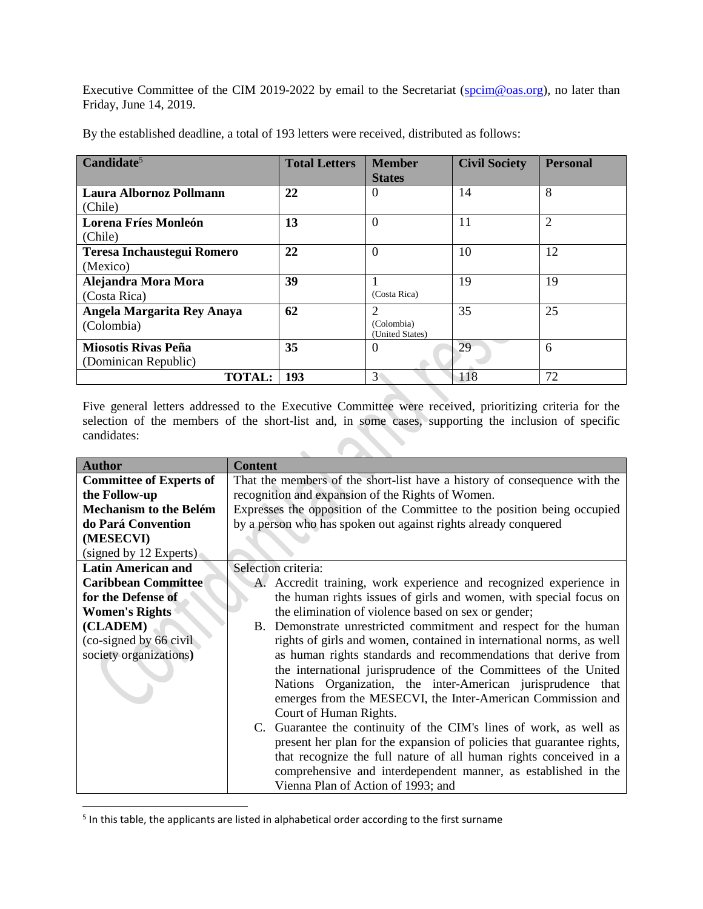Executive Committee of the CIM 2019-2022 by email to the Secretariat (spcim@oas.org), no later than Friday, June 14, 2019.

By the established deadline, a total of 193 letters were received, distributed as follows:

| Candidate[5] | Total Letters | Member States | Civil Society | Personal |
|---|---|---|---|---|
| **Laura Albornoz Pollmann** (Chile) | **22** | 0 | 14 | 8 |
| **Lorena Fríes Monleón** (Chile) | **13** | 0 | 11 | 2 |
| **Teresa Inchaustegui Romero** (Mexico) | **22** | 0 | 10 | 12 |
| **Alejandra Mora Mora** (Costa Rica) | **39** | 1 (Costa Rica) | 19 | 19 |
| **Angela Margarita Rey Anaya** (Colombia) | **62** | 2 (Colombia) (United States) | 35 | 25 |
| **Miosotis Rivas Peña** (Dominican Republic) | **35** | 0 | 29 | 6 |
| **TOTAL:** | **193** | 3 | 118 | 72 |

Five general letters addressed to the Executive Committee were received, prioritizing criteria for the selection of the members of the short-list and, in some cases, supporting the inclusion of specific candidates:

| Author | Content |
|---|---|
| **Committee of Experts of the Follow-up Mechanism to the Belém do Pará Convention (MESECVI)** (signed by 12 Experts) | That the members of the short-list have a history of consequence with the recognition and expansion of the Rights of Women. Expresses the opposition of the Committee to the position being occupied by a person who has spoken out against rights already conquered |
| **Latin American and Caribbean Committee for the Defense of Women's Rights (CLADEM)** (co-signed by 66 civil society organizations**)** | Selection criteria: A. Accredit training, work experience and recognized experience in the human rights issues of girls and women, with special focus on the elimination of violence based on sex or gender; B. Demonstrate unrestricted commitment and respect for the human rights of girls and women, contained in international norms, as well as human rights standards and recommendations that derive from the international jurisprudence of the Committees of the United Nations Organization, the inter-American jurisprudence that emerges from the MESECVI, the Inter-American Commission and Court of Human Rights. C. Guarantee the continuity of the CIM's lines of work, as well as present her plan for the expansion of policies that guarantee rights, that recognize the full nature of all human rights conceived in a comprehensive and interdependent manner, as established in the Vienna Plan of Action of 1993; and |

[5] In this table, the applicants are listed in alphabetical order according to the first surname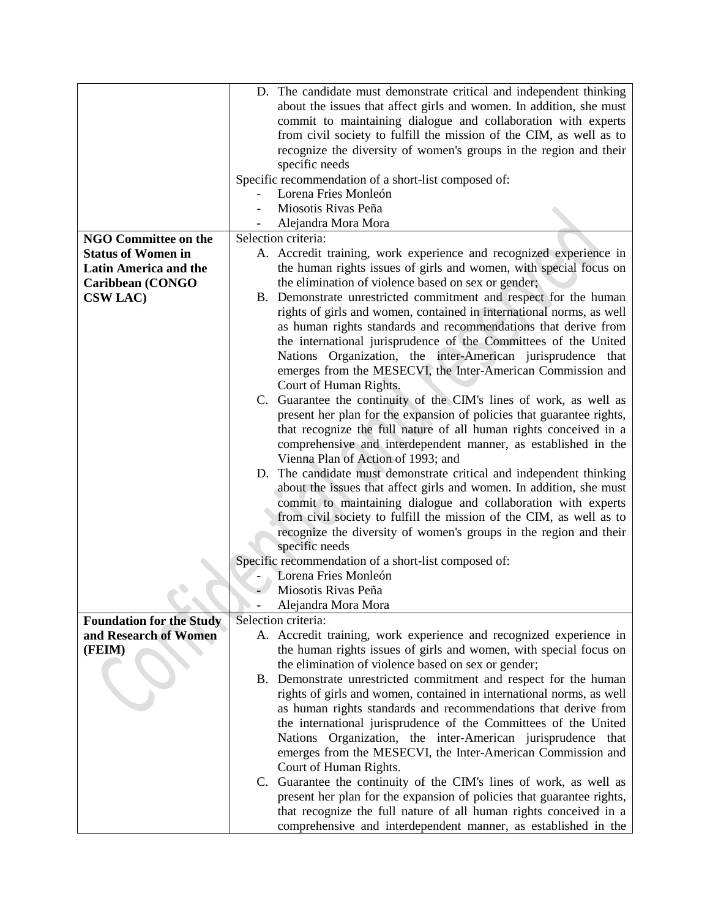|  |  |
|---|---|
|  | D. The candidate must demonstrate critical and independent thinking about the issues that affect girls and women. In addition, she must commit to maintaining dialogue and collaboration with experts from civil society to fulfill the mission of the CIM, as well as to recognize the diversity of women's groups in the region and their specific needs<br>Specific recommendation of a short-list composed of:<br>- Lorena Fries Monleón<br>- Miosotis Rivas Peña<br>- Alejandra Mora Mora |
| **NGO Committee on the Status of Women in Latin America and the Caribbean (CONGO CSW LAC)** | Selection criteria:<br>A. Accredit training, work experience and recognized experience in the human rights issues of girls and women, with special focus on the elimination of violence based on sex or gender;<br>B. Demonstrate unrestricted commitment and respect for the human rights of girls and women, contained in international norms, as well as human rights standards and recommendations that derive from the international jurisprudence of the Committees of the United Nations Organization, the inter-American jurisprudence that emerges from the MESECVI, the Inter-American Commission and Court of Human Rights.<br>C. Guarantee the continuity of the CIM's lines of work, as well as present her plan for the expansion of policies that guarantee rights, that recognize the full nature of all human rights conceived in a comprehensive and interdependent manner, as established in the Vienna Plan of Action of 1993; and<br>D. The candidate must demonstrate critical and independent thinking about the issues that affect girls and women. In addition, she must commit to maintaining dialogue and collaboration with experts from civil society to fulfill the mission of the CIM, as well as to recognize the diversity of women's groups in the region and their specific needs<br>Specific recommendation of a short-list composed of:<br>- Lorena Fries Monleón<br>- Miosotis Rivas Peña<br>- Alejandra Mora Mora |
| **Foundation for the Study and Research of Women (FEIM)** | Selection criteria:<br>A. Accredit training, work experience and recognized experience in the human rights issues of girls and women, with special focus on the elimination of violence based on sex or gender;<br>B. Demonstrate unrestricted commitment and respect for the human rights of girls and women, contained in international norms, as well as human rights standards and recommendations that derive from the international jurisprudence of the Committees of the United Nations Organization, the inter-American jurisprudence that emerges from the MESECVI, the Inter-American Commission and Court of Human Rights.<br>C. Guarantee the continuity of the CIM's lines of work, as well as present her plan for the expansion of policies that guarantee rights, that recognize the full nature of all human rights conceived in a comprehensive and interdependent manner, as established in the |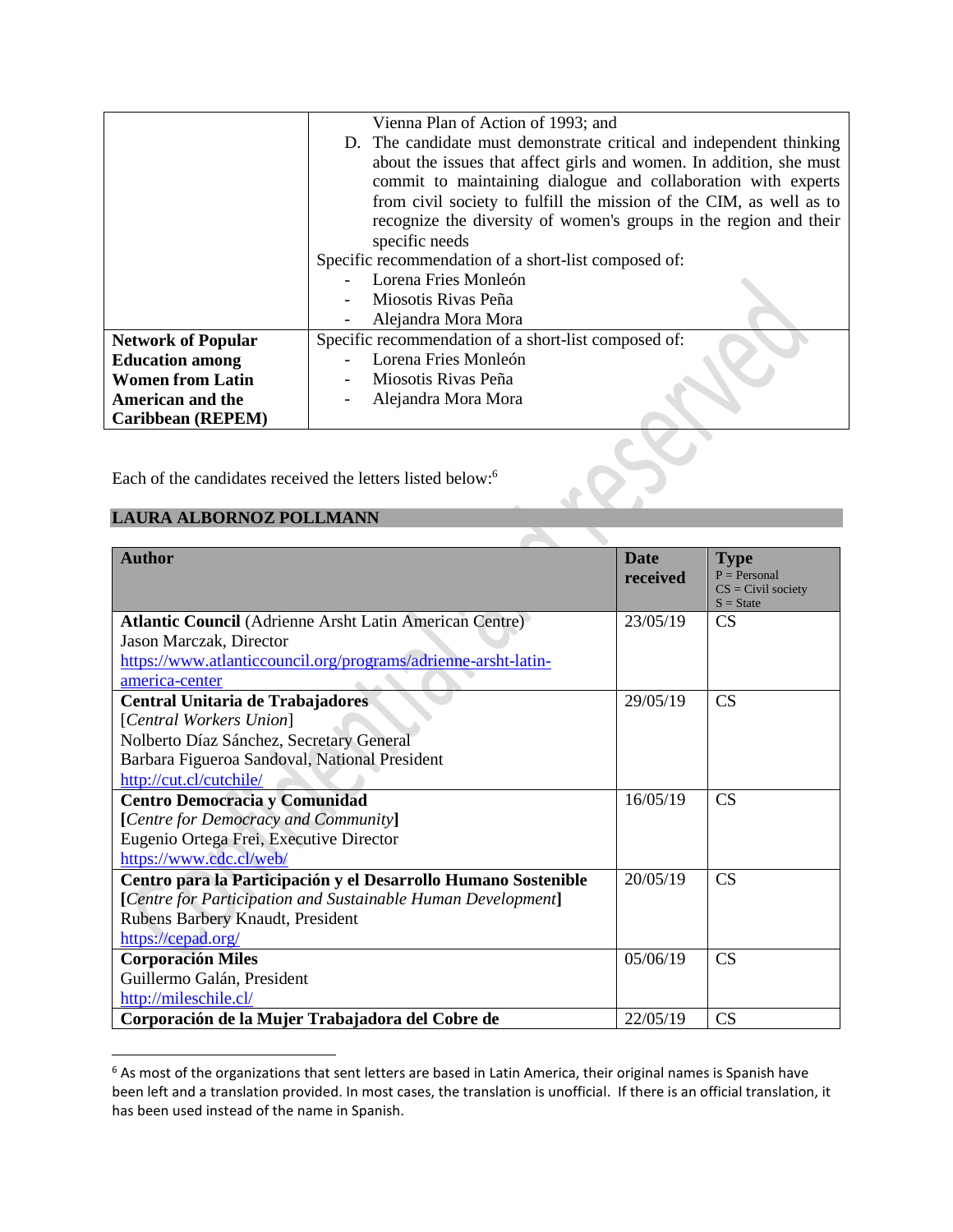| | |
|---|---|
| | Vienna Plan of Action of 1993; and<br>D. The candidate must demonstrate critical and independent thinking about the issues that affect girls and women. In addition, she must commit to maintaining dialogue and collaboration with experts from civil society to fulfill the mission of the CIM, as well as to recognize the diversity of women's groups in the region and their specific needs<br>Specific recommendation of a short-list composed of:<br>- Lorena Fries Monleón<br>- Miosotis Rivas Peña<br>- Alejandra Mora Mora |
| **Network of Popular Education among Women from Latin American and the Caribbean (REPEM)** | Specific recommendation of a short-list composed of:<br>- Lorena Fries Monleón<br>- Miosotis Rivas Peña<br>- Alejandra Mora Mora |

Each of the candidates received the letters listed below:[6]

## LAURA ALBORNOZ POLLMANN

| **Author** | **Date received** | **Type**<br>P = Personal<br>CS = Civil society<br>S = State |
|---|---|---|
| **Atlantic Council** (Adrienne Arsht Latin American Centre)<br>Jason Marczak, Director<br>https://www.atlanticcouncil.org/programs/adrienne-arsht-latin-america-center | 23/05/19 | CS |
| **Central Unitaria de Trabajadores**<br>[*Central Workers Union*]<br>Nolberto Díaz Sánchez, Secretary General<br>Barbara Figueroa Sandoval, National President<br>http://cut.cl/cutchile/ | 29/05/19 | CS |
| **Centro Democracia y Comunidad**<br>**[***Centre for Democracy and Community***]**<br>Eugenio Ortega Frei, Executive Director<br>https://www.cdc.cl/web/ | 16/05/19 | CS |
| **Centro para la Participación y el Desarrollo Humano Sostenible**<br>**[***Centre for Participation and Sustainable Human Development***]**<br>Rubens Barbery Knaudt, President<br>https://cepad.org/ | 20/05/19 | CS |
| **Corporación Miles**<br>Guillermo Galán, President<br>http://mileschile.cl/ | 05/06/19 | CS |
| **Corporación de la Mujer Trabajadora del Cobre de** | 22/05/19 | CS |

[6] As most of the organizations that sent letters are based in Latin America, their original names is Spanish have been left and a translation provided. In most cases, the translation is unofficial. If there is an official translation, it has been used instead of the name in Spanish.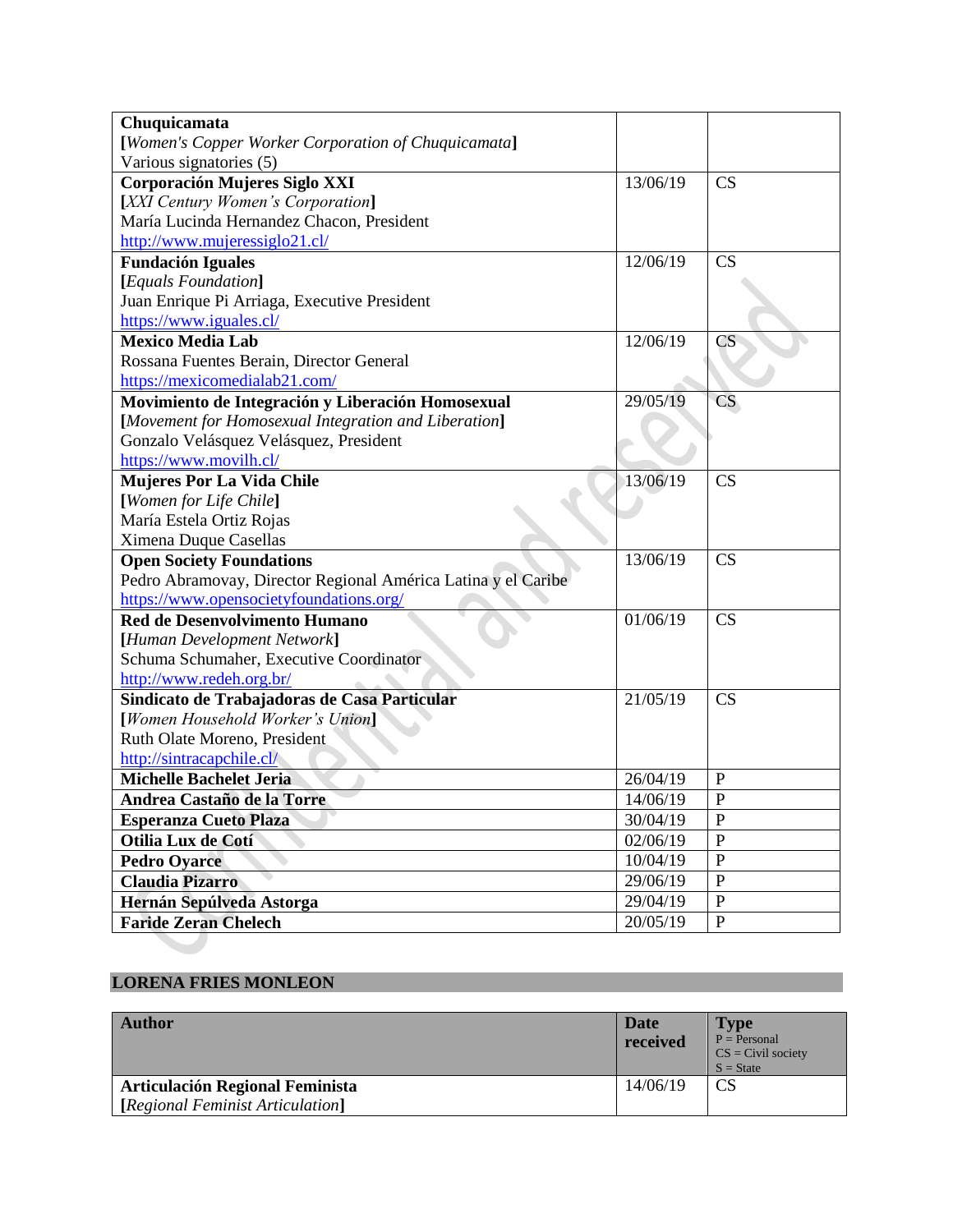| | | |
|---|---|---|
| **Chuquicamata**<br>**[***Women's Copper Worker Corporation of Chuquicamata***]**<br>Various signatories (5) | | |
| **Corporación Mujeres Siglo XXI**<br>**[***XXI Century Women's Corporation***]**<br>María Lucinda Hernandez Chacon, President<br>http://www.mujeressiglo21.cl/ | 13/06/19 | CS |
| **Fundación Iguales**<br>**[***Equals Foundation***]**<br>Juan Enrique Pi Arriaga, Executive President<br>https://www.iguales.cl/ | 12/06/19 | CS |
| **Mexico Media Lab**<br>Rossana Fuentes Berain, Director General<br>https://mexicomedialab21.com/ | 12/06/19 | CS |
| **Movimiento de Integración y Liberación Homosexual**<br>**[***Movement for Homosexual Integration and Liberation***]**<br>Gonzalo Velásquez Velásquez, President<br>https://www.movilh.cl/ | 29/05/19 | CS |
| **Mujeres Por La Vida Chile**<br>**[***Women for Life Chile***]**<br>María Estela Ortiz Rojas<br>Ximena Duque Casellas | 13/06/19 | CS |
| **Open Society Foundations**<br>Pedro Abramovay, Director Regional América Latina y el Caribe<br>https://www.opensocietyfoundations.org/ | 13/06/19 | CS |
| **Red de Desenvolvimento Humano**<br>**[***Human Development Network***]**<br>Schuma Schumaher, Executive Coordinator<br>http://www.redeh.org.br/ | 01/06/19 | CS |
| **Sindicato de Trabajadoras de Casa Particular**<br>**[***Women Household Worker's Union***]**<br>Ruth Olate Moreno, President<br>http://sintracapchile.cl/ | 21/05/19 | CS |
| **Michelle Bachelet Jeria** | 26/04/19 | P |
| **Andrea Castaño de la Torre** | 14/06/19 | P |
| **Esperanza Cueto Plaza** | 30/04/19 | P |
| **Otilia Lux de Cotí** | 02/06/19 | P |
| **Pedro Oyarce** | 10/04/19 | P |
| **Claudia Pizarro** | 29/06/19 | P |
| **Hernán Sepúlveda Astorga** | 29/04/19 | P |
| **Faride Zeran Chelech** | 20/05/19 | P |

## LORENA FRIES MONLEON

| Author | Date received | Type<br>P = Personal<br>CS = Civil society<br>S = State |
|---|---|---|
| **Articulación Regional Feminista**<br>**[***Regional Feminist Articulation***]** | 14/06/19 | CS |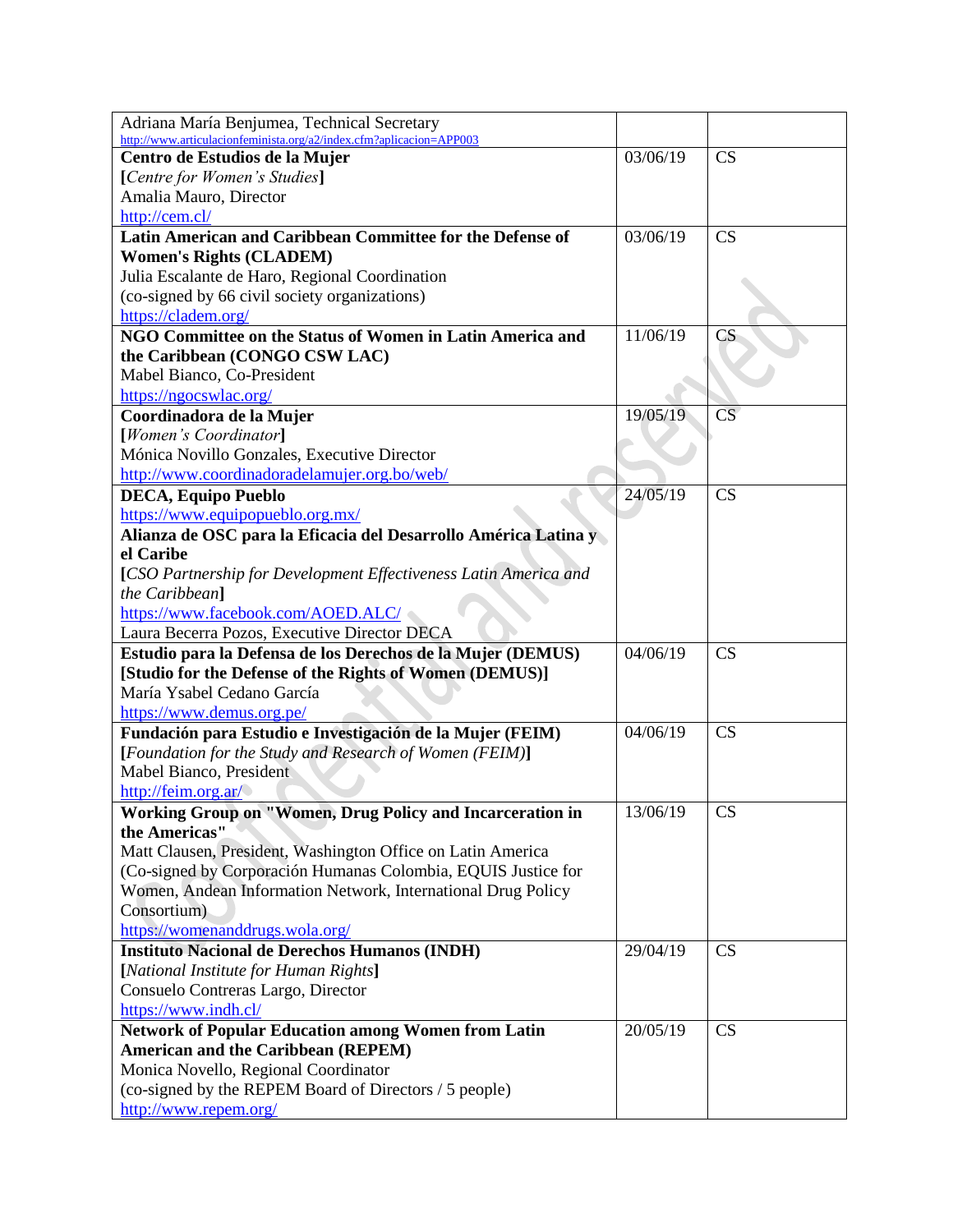| | | |
|---|---|---|
| Adriana María Benjumea, Technical Secretary<br>http://www.articulacionfeminista.org/a2/index.cfm?aplicacion=APP003 | | |
| **Centro de Estudios de la Mujer**<br>**[***Centre for Women's Studies***]**<br>Amalia Mauro, Director<br>http://cem.cl/ | 03/06/19 | CS |
| **Latin American and Caribbean Committee for the Defense of Women's Rights (CLADEM)**<br>Julia Escalante de Haro, Regional Coordination<br>(co-signed by 66 civil society organizations)<br>https://cladem.org/ | 03/06/19 | CS |
| **NGO Committee on the Status of Women in Latin America and the Caribbean (CONGO CSW LAC)**<br>Mabel Bianco, Co-President<br>https://ngocswlac.org/ | 11/06/19 | CS |
| **Coordinadora de la Mujer**<br>**[***Women's Coordinator***]**<br>Mónica Novillo Gonzales, Executive Director<br>http://www.coordinadoradelamujer.org.bo/web/ | 19/05/19 | CS |
| **DECA, Equipo Pueblo**<br>https://www.equipopueblo.org.mx/<br>**Alianza de OSC para la Eficacia del Desarrollo América Latina y el Caribe**<br>**[***CSO Partnership for Development Effectiveness Latin America and the Caribbean***]**<br>https://www.facebook.com/AOED.ALC/<br>Laura Becerra Pozos, Executive Director DECA | 24/05/19 | CS |
| **Estudio para la Defensa de los Derechos de la Mujer (DEMUS)**<br>**[Studio for the Defense of the Rights of Women (DEMUS)]**<br>María Ysabel Cedano García<br>https://www.demus.org.pe/ | 04/06/19 | CS |
| **Fundación para Estudio e Investigación de la Mujer (FEIM)**<br>**[***Foundation for the Study and Research of Women (FEIM)***]**<br>Mabel Bianco, President<br>http://feim.org.ar/ | 04/06/19 | CS |
| **Working Group on "Women, Drug Policy and Incarceration in the Americas"**<br>Matt Clausen, President, Washington Office on Latin America<br>(Co-signed by Corporación Humanas Colombia, EQUIS Justice for Women, Andean Information Network, International Drug Policy Consortium)<br>https://womenanddrugs.wola.org/ | 13/06/19 | CS |
| **Instituto Nacional de Derechos Humanos (INDH)**<br>**[***National Institute for Human Rights***]**<br>Consuelo Contreras Largo, Director<br>https://www.indh.cl/ | 29/04/19 | CS |
| **Network of Popular Education among Women from Latin American and the Caribbean (REPEM)**<br>Monica Novello, Regional Coordinator<br>(co-signed by the REPEM Board of Directors / 5 people)<br>http://www.repem.org/ | 20/05/19 | CS |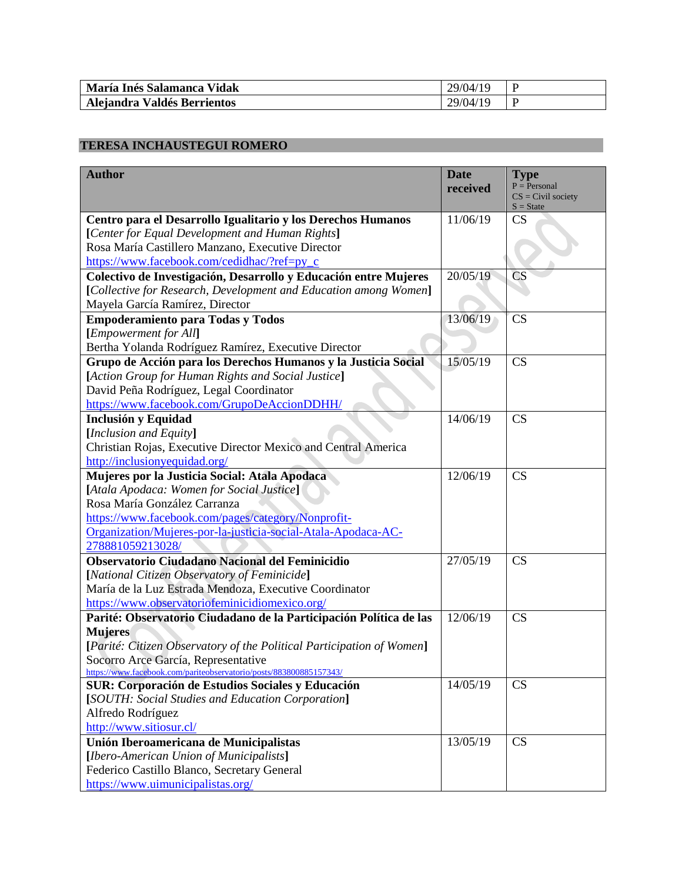| | | |
|---|---|---|
| **María Inés Salamanca Vidak** | 29/04/19 | P |
| **Alejandra Valdés Berrientos** | 29/04/19 | P |

## TERESA INCHAUSTEGUI ROMERO

| Author | Date received | Type<br>P = Personal<br>CS = Civil society<br>S = State |
|---|---|---|
| **Centro para el Desarrollo Igualitario y los Derechos Humanos**<br>**[***Center for Equal Development and Human Rights***]**<br>Rosa María Castillero Manzano, Executive Director<br>https://www.facebook.com/cedidhac/?ref=py_c | 11/06/19 | CS |
| **Colectivo de Investigación, Desarrollo y Educación entre Mujeres**<br>**[***Collective for Research, Development and Education among Women***]**<br>Mayela García Ramírez, Director | 20/05/19 | CS |
| **Empoderamiento para Todas y Todos**<br>**[***Empowerment for All***]**<br>Bertha Yolanda Rodríguez Ramírez, Executive Director | 13/06/19 | CS |
| **Grupo de Acción para los Derechos Humanos y la Justicia Social**<br>**[***Action Group for Human Rights and Social Justice***]**<br>David Peña Rodríguez, Legal Coordinator<br>https://www.facebook.com/GrupoDeAccionDDHH/ | 15/05/19 | CS |
| **Inclusión y Equidad**<br>**[***Inclusion and Equity***]**<br>Christian Rojas, Executive Director Mexico and Central America<br>http://inclusionyequidad.org/ | 14/06/19 | CS |
| **Mujeres por la Justicia Social: Atala Apodaca**<br>**[***Atala Apodaca: Women for Social Justice***]**<br>Rosa María González Carranza<br>https://www.facebook.com/pages/category/Nonprofit-Organization/Mujeres-por-la-justicia-social-Atala-Apodaca-AC-278881059213028/ | 12/06/19 | CS |
| **Observatorio Ciudadano Nacional del Feminicidio**<br>**[***National Citizen Observatory of Feminicide***]**<br>María de la Luz Estrada Mendoza, Executive Coordinator<br>https://www.observatoriofeminicidiomexico.org/ | 27/05/19 | CS |
| **Parité: Observatorio Ciudadano de la Participación Política de las Mujeres**<br>**[***Parité: Citizen Observatory of the Political Participation of Women***]**<br>Socorro Arce García, Representative<br>https://www.facebook.com/pariteobservatorio/posts/883800885157343/ | 12/06/19 | CS |
| **SUR: Corporación de Estudios Sociales y Educación**<br>**[***SOUTH: Social Studies and Education Corporation***]**<br>Alfredo Rodríguez<br>http://www.sitiosur.cl/ | 14/05/19 | CS |
| **Unión Iberoamericana de Municipalistas**<br>**[***Ibero-American Union of Municipalists***]**<br>Federico Castillo Blanco, Secretary General<br>https://www.uimunicipalistas.org/ | 13/05/19 | CS |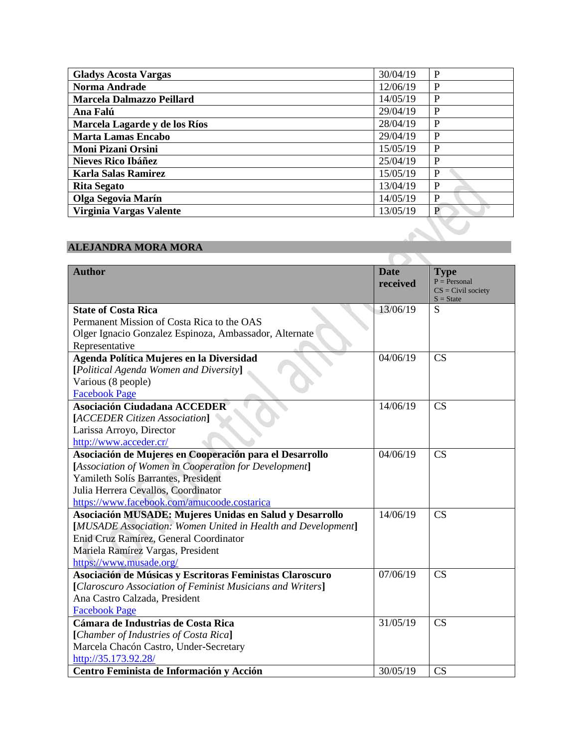| | | |
|---|---|---|
| **Gladys Acosta Vargas** | 30/04/19 | P |
| **Norma Andrade** | 12/06/19 | P |
| **Marcela Dalmazzo Peillard** | 14/05/19 | P |
| **Ana Falú** | 29/04/19 | P |
| **Marcela Lagarde y de los Ríos** | 28/04/19 | P |
| **Marta Lamas Encabo** | 29/04/19 | P |
| **Moni Pizani Orsini** | 15/05/19 | P |
| **Nieves Rico Ibáñez** | 25/04/19 | P |
| **Karla Salas Ramirez** | 15/05/19 | P |
| **Rita Segato** | 13/04/19 | P |
| **Olga Segovia Marín** | 14/05/19 | P |
| **Virginia Vargas Valente** | 13/05/19 | P |

## ALEJANDRA MORA MORA

| Author | Date received | Type<br>P = Personal<br>CS = Civil society<br>S = State |
|---|---|---|
| **State of Costa Rica**<br>Permanent Mission of Costa Rica to the OAS<br>Olger Ignacio Gonzalez Espinoza, Ambassador, Alternate Representative | 13/06/19 | S |
| **Agenda Política Mujeres en la Diversidad**<br>**[***Political Agenda Women and Diversity***]**<br>Various (8 people)<br>Facebook Page | 04/06/19 | CS |
| **Asociación Ciudadana ACCEDER**<br>**[***ACCEDER Citizen Association***]**<br>Larissa Arroyo, Director<br>http://www.acceder.cr/ | 14/06/19 | CS |
| **Asociación de Mujeres en Cooperación para el Desarrollo**<br>**[***Association of Women in Cooperation for Development***]**<br>Yamileth Solís Barrantes, President<br>Julia Herrera Cevallos, Coordinator<br>https://www.facebook.com/amucoode.costarica | 04/06/19 | CS |
| **Asociación MUSADE: Mujeres Unidas en Salud y Desarrollo**<br>**[***MUSADE Association: Women United in Health and Development***]**<br>Enid Cruz Ramírez, General Coordinator<br>Mariela Ramírez Vargas, President<br>https://www.musade.org/ | 14/06/19 | CS |
| **Asociación de Músicas y Escritoras Feministas Claroscuro**<br>**[***Claroscuro Association of Feminist Musicians and Writers***]**<br>Ana Castro Calzada, President<br>Facebook Page | 07/06/19 | CS |
| **Cámara de Industrias de Costa Rica**<br>**[***Chamber of Industries of Costa Rica***]**<br>Marcela Chacón Castro, Under-Secretary<br>http://35.173.92.28/ | 31/05/19 | CS |
| **Centro Feminista de Información y Acción** | 30/05/19 | CS |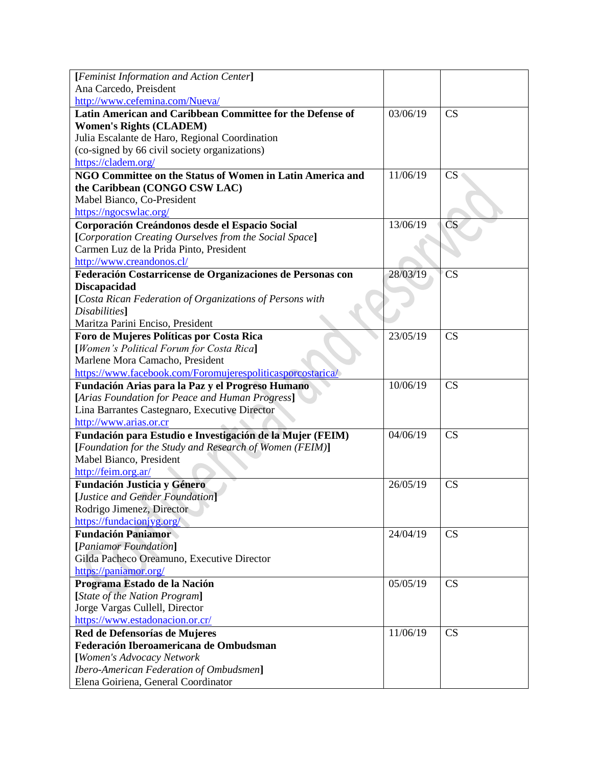| | | |
|---|---|---|
| [*Feminist Information and Action Center*]<br>Ana Carcedo, Preisdent<br>http://www.cefemina.com/Nueva/ | | |
| **Latin American and Caribbean Committee for the Defense of Women's Rights (CLADEM)**<br>Julia Escalante de Haro, Regional Coordination<br>(co-signed by 66 civil society organizations)<br>https://cladem.org/ | 03/06/19 | CS |
| **NGO Committee on the Status of Women in Latin America and the Caribbean (CONGO CSW LAC)**<br>Mabel Bianco, Co-President<br>https://ngocswlac.org/ | 11/06/19 | CS |
| **Corporación Creándonos desde el Espacio Social**<br>**[***Corporation Creating Ourselves from the Social Space***]**<br>Carmen Luz de la Prida Pinto, President<br>http://www.creandonos.cl/ | 13/06/19 | CS |
| **Federación Costarricense de Organizaciones de Personas con Discapacidad**<br>**[***Costa Rican Federation of Organizations of Persons with Disabilities***]**<br>Maritza Parini Enciso, President | 28/03/19 | CS |
| **Foro de Mujeres Políticas por Costa Rica**<br>**[***Women's Political Forum for Costa Rica***]**<br>Marlene Mora Camacho, President<br>https://www.facebook.com/Foromujerespoliticasporcostarica/ | 23/05/19 | CS |
| **Fundación Arias para la Paz y el Progreso Humano**<br>**[***Arias Foundation for Peace and Human Progress***]**<br>Lina Barrantes Castegnaro, Executive Director<br>http://www.arias.or.cr | 10/06/19 | CS |
| **Fundación para Estudio e Investigación de la Mujer (FEIM)**<br>**[***Foundation for the Study and Research of Women (FEIM)***]**<br>Mabel Bianco, President<br>http://feim.org.ar/ | 04/06/19 | CS |
| **Fundación Justicia y Género**<br>**[***Justice and Gender Foundation***]**<br>Rodrigo Jimenez, Director<br>https://fundacionjyg.org/ | 26/05/19 | CS |
| **Fundación Paniamor**<br>**[***Paniamor Foundation***]**<br>Gilda Pacheco Oreamuno, Executive Director<br>https://paniamor.org/ | 24/04/19 | CS |
| **Programa Estado de la Nación**<br>**[***State of the Nation Program***]**<br>Jorge Vargas Cullell, Director<br>https://www.estadonacion.or.cr/ | 05/05/19 | CS |
| **Red de Defensorías de Mujeres**<br>**Federación Iberoamericana de Ombudsman**<br>**[***Women's Advocacy Network*<br>*Ibero-American Federation of Ombudsmen***]**<br>Elena Goiriena, General Coordinator | 11/06/19 | CS |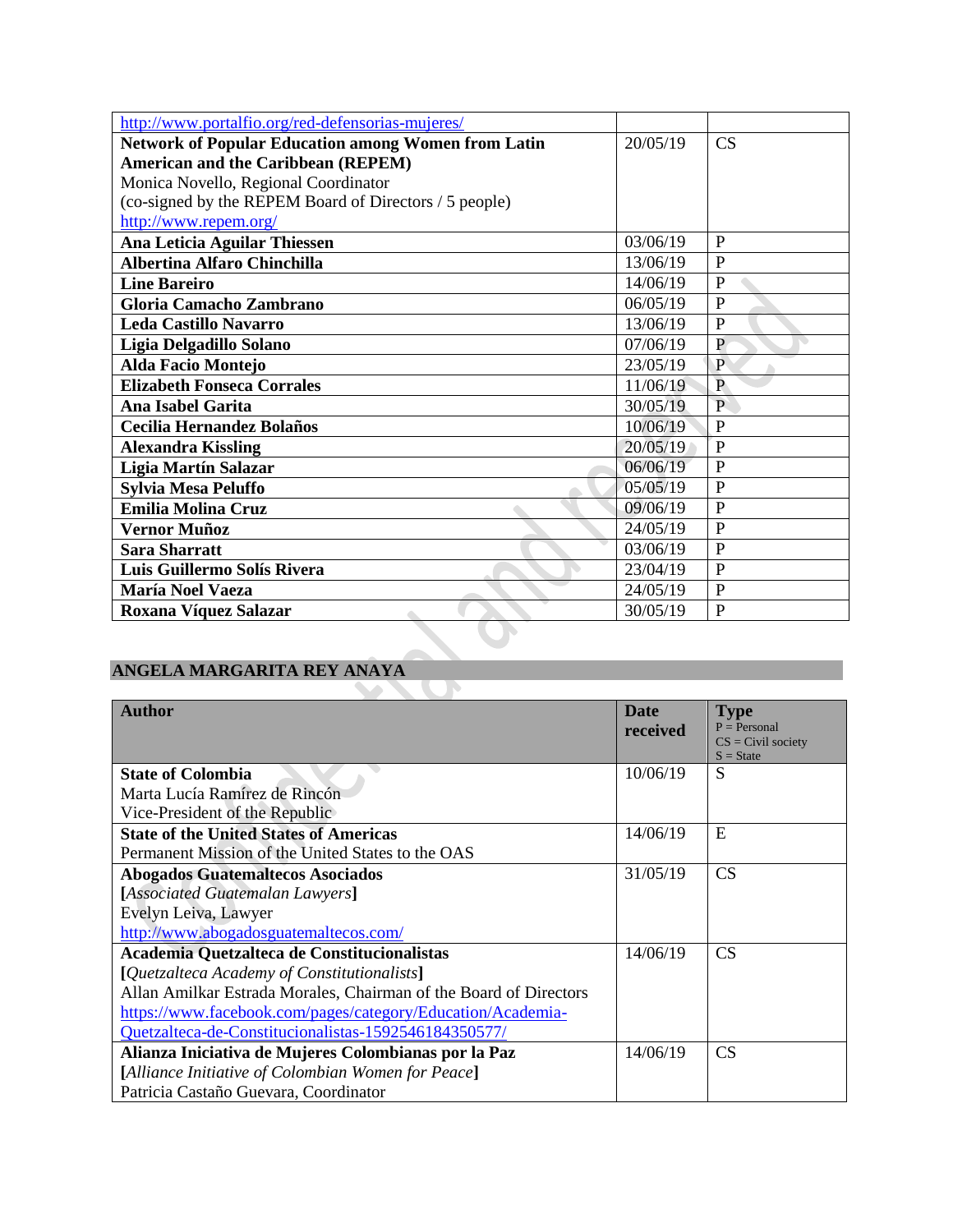| | | |
|---|---|---|
| http://www.portalfio.org/red-defensorias-mujeres/ | | |
| **Network of Popular Education among Women from Latin American and the Caribbean (REPEM)**<br>Monica Novello, Regional Coordinator<br>(co-signed by the REPEM Board of Directors / 5 people)<br>http://www.repem.org/ | 20/05/19 | CS |
| **Ana Leticia Aguilar Thiessen** | 03/06/19 | P |
| **Albertina Alfaro Chinchilla** | 13/06/19 | P |
| **Line Bareiro** | 14/06/19 | P |
| **Gloria Camacho Zambrano** | 06/05/19 | P |
| **Leda Castillo Navarro** | 13/06/19 | P |
| **Ligia Delgadillo Solano** | 07/06/19 | P |
| **Alda Facio Montejo** | 23/05/19 | P |
| **Elizabeth Fonseca Corrales** | 11/06/19 | P |
| **Ana Isabel Garita** | 30/05/19 | P |
| **Cecilia Hernandez Bolaños** | 10/06/19 | P |
| **Alexandra Kissling** | 20/05/19 | P |
| **Ligia Martín Salazar** | 06/06/19 | P |
| **Sylvia Mesa Peluffo** | 05/05/19 | P |
| **Emilia Molina Cruz** | 09/06/19 | P |
| **Vernor Muñoz** | 24/05/19 | P |
| **Sara Sharratt** | 03/06/19 | P |
| **Luis Guillermo Solís Rivera** | 23/04/19 | P |
| **María Noel Vaeza** | 24/05/19 | P |
| **Roxana Víquez Salazar** | 30/05/19 | P |

## ANGELA MARGARITA REY ANAYA

| Author | Date received | Type<br>P = Personal<br>CS = Civil society<br>S = State |
|---|---|---|
| **State of Colombia**<br>Marta Lucía Ramírez de Rincón<br>Vice-President of the Republic | 10/06/19 | S |
| **State of the United States of Americas**<br>Permanent Mission of the United States to the OAS | 14/06/19 | E |
| **Abogados Guatemaltecos Asociados**<br>**[***Associated Guatemalan Lawyers***]**<br>Evelyn Leiva, Lawyer<br>http://www.abogadosguatemaltecos.com/ | 31/05/19 | CS |
| **Academia Quetzalteca de Constitucionalistas**<br>**[***Quetzalteca Academy of Constitutionalists***]**<br>Allan Amilkar Estrada Morales, Chairman of the Board of Directors<br>https://www.facebook.com/pages/category/Education/Academia-Quetzalteca-de-Constitucionalistas-1592546184350577/ | 14/06/19 | CS |
| **Alianza Iniciativa de Mujeres Colombianas por la Paz**<br>**[***Alliance Initiative of Colombian Women for Peace***]**<br>Patricia Castaño Guevara, Coordinator | 14/06/19 | CS |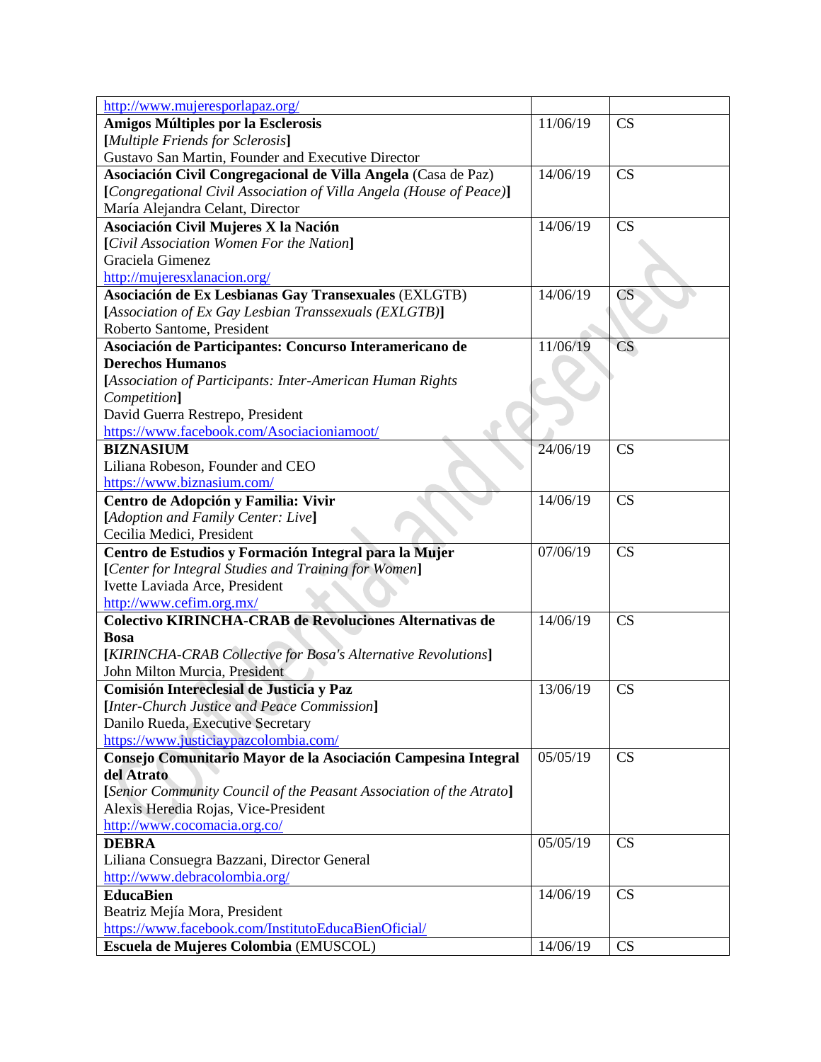| | | |
|---|---|---|
| http://www.mujeresporlapaz.org/ | | |
| **Amigos Múltiples por la Esclerosis**<br>**[***Multiple Friends for Sclerosis***]**<br>Gustavo San Martin, Founder and Executive Director | 11/06/19 | CS |
| **Asociación Civil Congregacional de Villa Angela** (Casa de Paz)<br>**[***Congregational Civil Association of Villa Angela (House of Peace)***]**<br>María Alejandra Celant, Director | 14/06/19 | CS |
| **Asociación Civil Mujeres X la Nación**<br>**[***Civil Association Women For the Nation***]**<br>Graciela Gimenez<br>http://mujeresxlanacion.org/ | 14/06/19 | CS |
| **Asociación de Ex Lesbianas Gay Transexuales** (EXLGTB)<br>**[***Association of Ex Gay Lesbian Transsexuals (EXLGTB)***]**<br>Roberto Santome, President | 14/06/19 | CS |
| **Asociación de Participantes: Concurso Interamericano de Derechos Humanos**<br>**[***Association of Participants: Inter-American Human Rights Competition***]**<br>David Guerra Restrepo, President<br>https://www.facebook.com/Asociacioniamoot/ | 11/06/19 | CS |
| **BIZNASIUM**<br>Liliana Robeson, Founder and CEO<br>https://www.biznasium.com/ | 24/06/19 | CS |
| **Centro de Adopción y Familia: Vivir**<br>**[***Adoption and Family Center: Live***]**<br>Cecilia Medici, President | 14/06/19 | CS |
| **Centro de Estudios y Formación Integral para la Mujer**<br>**[***Center for Integral Studies and Training for Women***]**<br>Ivette Laviada Arce, President<br>http://www.cefim.org.mx/ | 07/06/19 | CS |
| **Colectivo KIRINCHA-CRAB de Revoluciones Alternativas de Bosa**<br>**[***KIRINCHA-CRAB Collective for Bosa's Alternative Revolutions***]**<br>John Milton Murcia, President | 14/06/19 | CS |
| **Comisión Intereclesial de Justicia y Paz**<br>**[***Inter-Church Justice and Peace Commission***]**<br>Danilo Rueda, Executive Secretary<br>https://www.justiciaypazcolombia.com/ | 13/06/19 | CS |
| **Consejo Comunitario Mayor de la Asociación Campesina Integral del Atrato**<br>**[***Senior Community Council of the Peasant Association of the Atrato***]**<br>Alexis Heredia Rojas, Vice-President<br>http://www.cocomacia.org.co/ | 05/05/19 | CS |
| **DEBRA**<br>Liliana Consuegra Bazzani, Director General<br>http://www.debracolombia.org/ | 05/05/19 | CS |
| **EducaBien**<br>Beatriz Mejía Mora, President<br>https://www.facebook.com/InstitutoEducaBienOficial/ | 14/06/19 | CS |
| **Escuela de Mujeres Colombia** (EMUSCOL) | 14/06/19 | CS |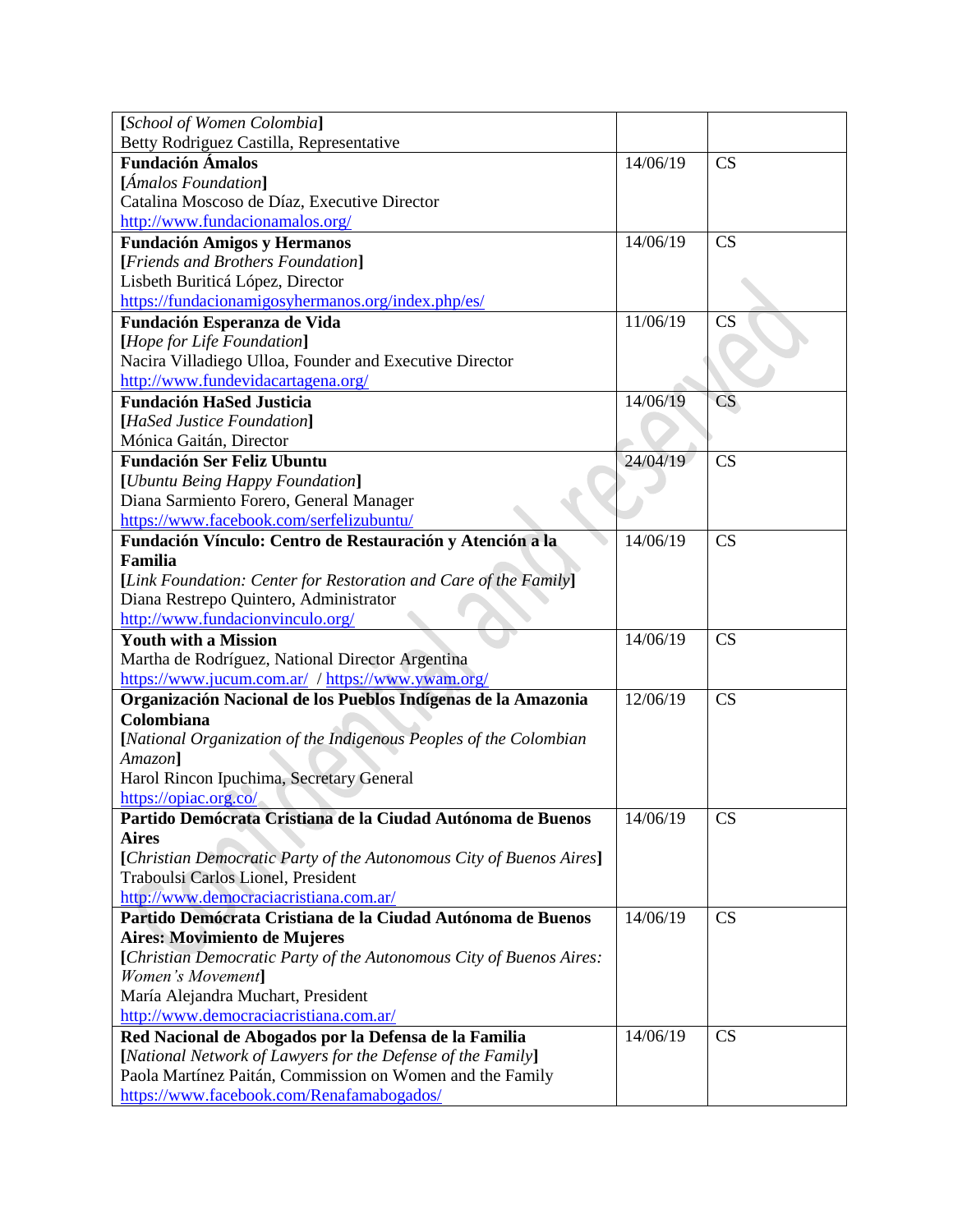| | | |
|---|---|---|
| **[***School of Women Colombia***]**<br>Betty Rodriguez Castilla, Representative | | |
| **Fundación Ámalos**<br>**[***Ámalos Foundation***]**<br>Catalina Moscoso de Díaz, Executive Director<br>http://www.fundacionamalos.org/ | 14/06/19 | CS |
| **Fundación Amigos y Hermanos**<br>**[***Friends and Brothers Foundation***]**<br>Lisbeth Buriticá López, Director<br>https://fundacionamigosyhermanos.org/index.php/es/ | 14/06/19 | CS |
| **Fundación Esperanza de Vida**<br>**[***Hope for Life Foundation***]**<br>Nacira Villadiego Ulloa, Founder and Executive Director<br>http://www.fundevidacartagena.org/ | 11/06/19 | CS |
| **Fundación HaSed Justicia**<br>**[***HaSed Justice Foundation***]**<br>Mónica Gaitán, Director | 14/06/19 | CS |
| **Fundación Ser Feliz Ubuntu**<br>**[***Ubuntu Being Happy Foundation***]**<br>Diana Sarmiento Forero, General Manager<br>https://www.facebook.com/serfelizubuntu/ | 24/04/19 | CS |
| **Fundación Vínculo: Centro de Restauración y Atención a la Familia**<br>**[***Link Foundation: Center for Restoration and Care of the Family***]**<br>Diana Restrepo Quintero, Administrator<br>http://www.fundacionvinculo.org/ | 14/06/19 | CS |
| **Youth with a Mission**<br>Martha de Rodríguez, National Director Argentina<br>https://www.jucum.com.ar/ / https://www.ywam.org/ | 14/06/19 | CS |
| **Organización Nacional de los Pueblos Indígenas de la Amazonia Colombiana**<br>**[***National Organization of the Indigenous Peoples of the Colombian Amazon***]**<br>Harol Rincon Ipuchima, Secretary General<br>https://opiac.org.co/ | 12/06/19 | CS |
| **Partido Demócrata Cristiana de la Ciudad Autónoma de Buenos Aires**<br>**[***Christian Democratic Party of the Autonomous City of Buenos Aires***]**<br>Traboulsi Carlos Lionel, President<br>http://www.democraciacristiana.com.ar/ | 14/06/19 | CS |
| **Partido Demócrata Cristiana de la Ciudad Autónoma de Buenos Aires: Movimiento de Mujeres**<br>**[***Christian Democratic Party of the Autonomous City of Buenos Aires: Women's Movement***]**<br>María Alejandra Muchart, President<br>http://www.democraciacristiana.com.ar/ | 14/06/19 | CS |
| **Red Nacional de Abogados por la Defensa de la Familia**<br>**[***National Network of Lawyers for the Defense of the Family***]**<br>Paola Martínez Paitán, Commission on Women and the Family<br>https://www.facebook.com/Renafamabogados/ | 14/06/19 | CS |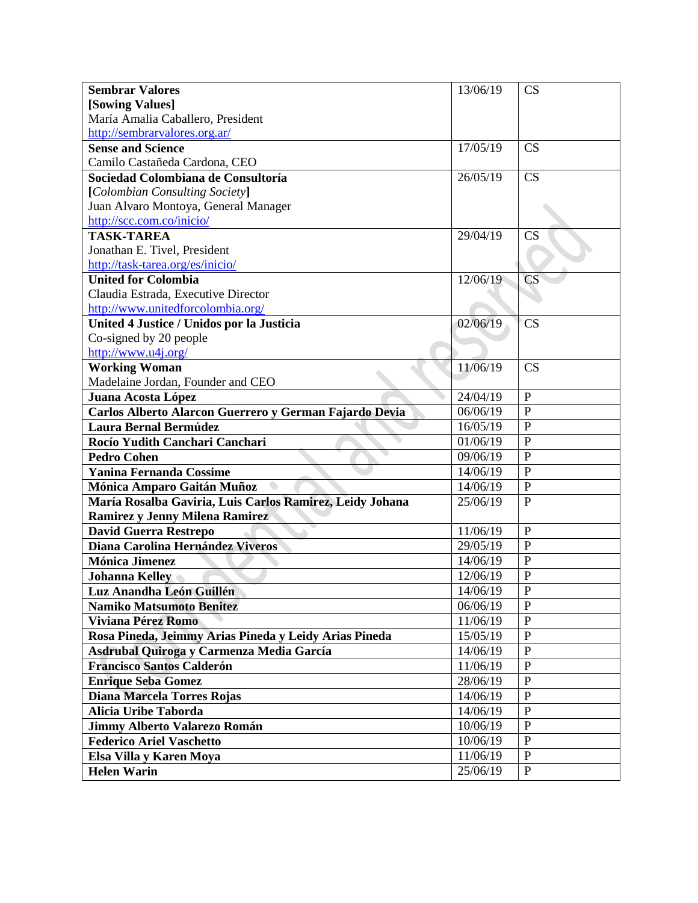| | | |
|---|---|---|
| **Sembrar Valores**<br>**[Sowing Values]**<br>María Amalia Caballero, President<br>http://sembrarvalores.org.ar/ | 13/06/19 | CS |
| **Sense and Science**<br>Camilo Castañeda Cardona, CEO | 17/05/19 | CS |
| **Sociedad Colombiana de Consultoría**<br>**[*Colombian Consulting Society*]**<br>Juan Alvaro Montoya, General Manager<br>http://scc.com.co/inicio/ | 26/05/19 | CS |
| **TASK-TAREA**<br>Jonathan E. Tivel, President<br>http://task-tarea.org/es/inicio/ | 29/04/19 | CS |
| **United for Colombia**<br>Claudia Estrada, Executive Director<br>http://www.unitedforcolombia.org/ | 12/06/19 | CS |
| **United 4 Justice / Unidos por la Justicia**<br>Co-signed by 20 people<br>http://www.u4j.org/ | 02/06/19 | CS |
| **Working Woman**<br>Madelaine Jordan, Founder and CEO | 11/06/19 | CS |
| **Juana Acosta López** | 24/04/19 | P |
| **Carlos Alberto Alarcon Guerrero y German Fajardo Devia** | 06/06/19 | P |
| **Laura Bernal Bermúdez** | 16/05/19 | P |
| **Rocío Yudith Canchari Canchari** | 01/06/19 | P |
| **Pedro Cohen** | 09/06/19 | P |
| **Yanina Fernanda Cossime** | 14/06/19 | P |
| **Mónica Amparo Gaitán Muñoz** | 14/06/19 | P |
| **María Rosalba Gaviria, Luis Carlos Ramirez, Leidy Johana Ramirez y Jenny Milena Ramirez** | 25/06/19 | P |
| **David Guerra Restrepo** | 11/06/19 | P |
| **Diana Carolina Hernández Viveros** | 29/05/19 | P |
| **Mónica Jimenez** | 14/06/19 | P |
| **Johanna Kelley** | 12/06/19 | P |
| **Luz Anandha León Guillén** | 14/06/19 | P |
| **Namiko Matsumoto Benitez** | 06/06/19 | P |
| **Viviana Pérez Romo** | 11/06/19 | P |
| **Rosa Pineda, Jeimmy Arias Pineda y Leidy Arias Pineda** | 15/05/19 | P |
| **Asdrubal Quiroga y Carmenza Media García** | 14/06/19 | P |
| **Francisco Santos Calderón** | 11/06/19 | P |
| **Enrique Seba Gomez** | 28/06/19 | P |
| **Diana Marcela Torres Rojas** | 14/06/19 | P |
| **Alicia Uribe Taborda** | 14/06/19 | P |
| **Jimmy Alberto Valarezo Román** | 10/06/19 | P |
| **Federico Ariel Vaschetto** | 10/06/19 | P |
| **Elsa Villa y Karen Moya** | 11/06/19 | P |
| **Helen Warin** | 25/06/19 | P |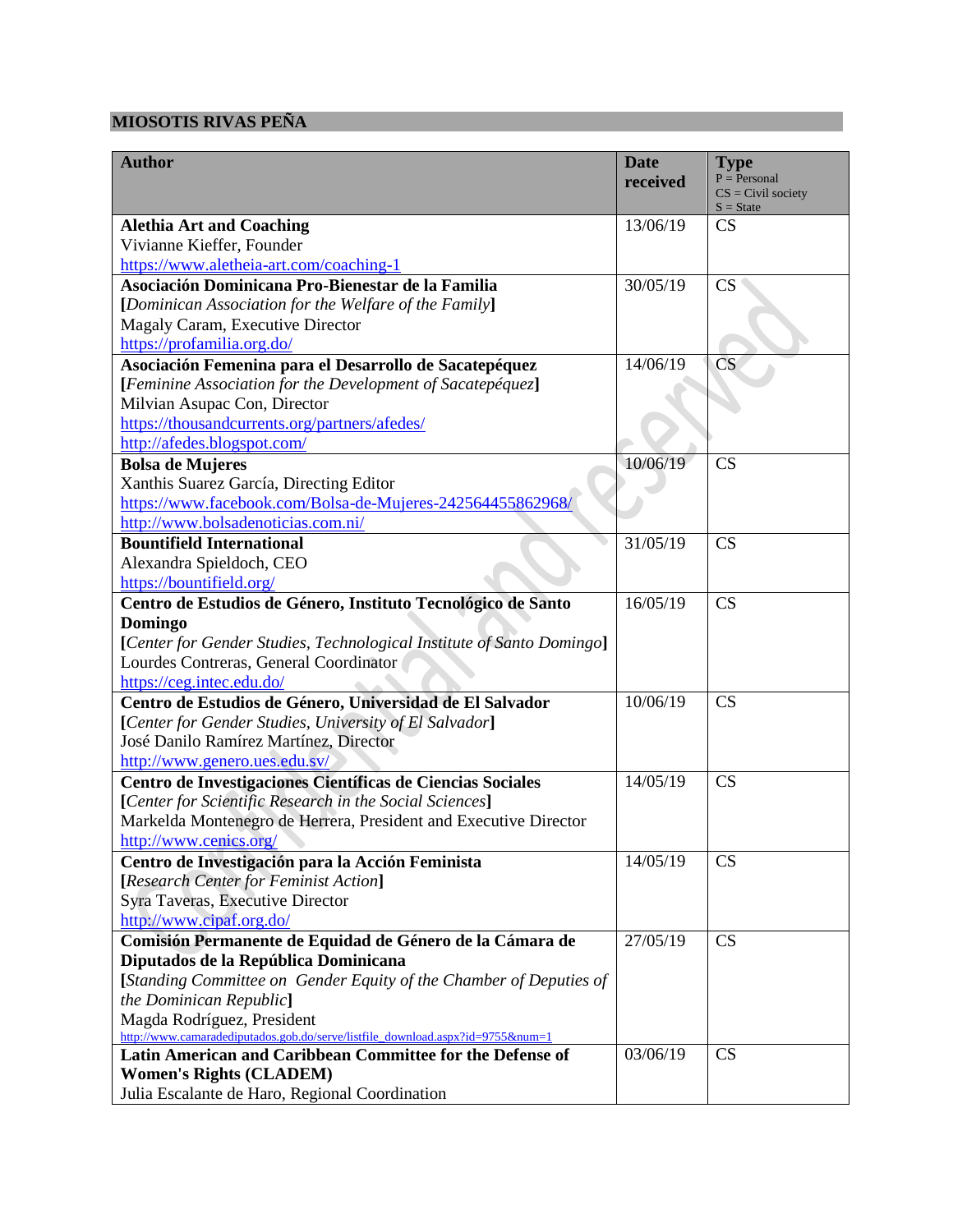## MIOSOTIS RIVAS PEÑA

| Author | Date received | Type<br>P = Personal<br>CS = Civil society<br>S = State |
|---|---|---|
| **Alethia Art and Coaching**<br>Vivianne Kieffer, Founder<br>https://www.aletheia-art.com/coaching-1 | 13/06/19 | CS |
| **Asociación Dominicana Pro-Bienestar de la Familia**<br>**[***Dominican Association for the Welfare of the Family***]**<br>Magaly Caram, Executive Director<br>https://profamilia.org.do/ | 30/05/19 | CS |
| **Asociación Femenina para el Desarrollo de Sacatepéquez**<br>**[***Feminine Association for the Development of Sacatepéquez***]**<br>Milvian Asupac Con, Director<br>https://thousandcurrents.org/partners/afedes/<br>http://afedes.blogspot.com/ | 14/06/19 | CS |
| **Bolsa de Mujeres**<br>Xanthis Suarez García, Directing Editor<br>https://www.facebook.com/Bolsa-de-Mujeres-242564455862968/<br>http://www.bolsadenoticias.com.ni/ | 10/06/19 | CS |
| **Bountifield International**<br>Alexandra Spieldoch, CEO<br>https://bountifield.org/ | 31/05/19 | CS |
| **Centro de Estudios de Género, Instituto Tecnológico de Santo Domingo**<br>**[***Center for Gender Studies, Technological Institute of Santo Domingo***]**<br>Lourdes Contreras, General Coordinator<br>https://ceg.intec.edu.do/ | 16/05/19 | CS |
| **Centro de Estudios de Género, Universidad de El Salvador**<br>**[***Center for Gender Studies, University of El Salvador***]**<br>José Danilo Ramírez Martínez, Director<br>http://www.genero.ues.edu.sv/ | 10/06/19 | CS |
| **Centro de Investigaciones Científicas de Ciencias Sociales**<br>**[***Center for Scientific Research in the Social Sciences***]**<br>Markelda Montenegro de Herrera, President and Executive Director<br>http://www.cenics.org/ | 14/05/19 | CS |
| **Centro de Investigación para la Acción Feminista**<br>**[***Research Center for Feminist Action***]**<br>Syra Taveras, Executive Director<br>http://www.cipaf.org.do/ | 14/05/19 | CS |
| **Comisión Permanente de Equidad de Género de la Cámara de Diputados de la República Dominicana**<br>**[***Standing Committee on Gender Equity of the Chamber of Deputies of the Dominican Republic***]**<br>Magda Rodríguez, President<br>http://www.camaradediputados.gob.do/serve/listfile_download.aspx?id=9755&num=1 | 27/05/19 | CS |
| **Latin American and Caribbean Committee for the Defense of Women's Rights (CLADEM)**<br>Julia Escalante de Haro, Regional Coordination | 03/06/19 | CS |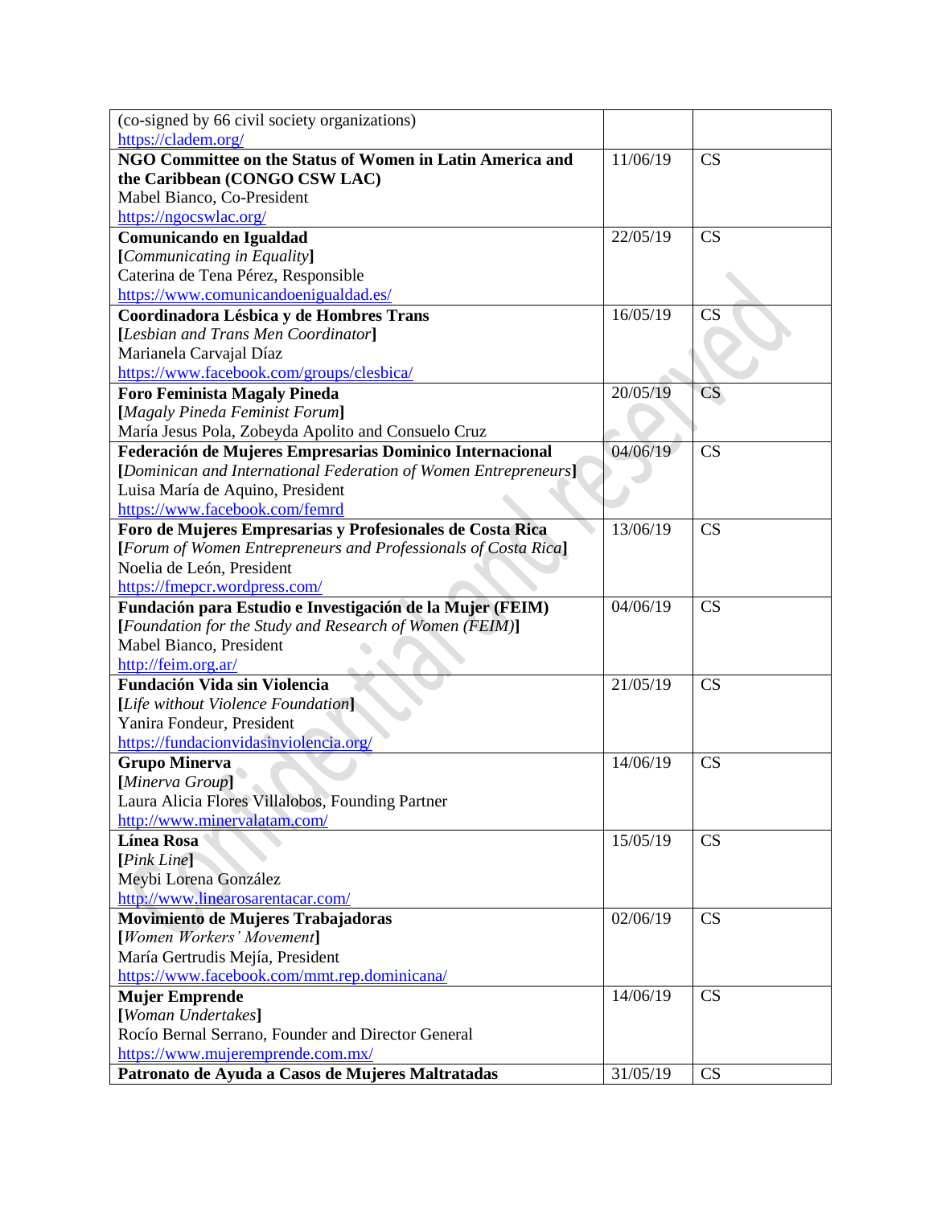| | | |
|---|---|---|
| (co-signed by 66 civil society organizations)<br>https://cladem.org/ | | |
| **NGO Committee on the Status of Women in Latin America and the Caribbean (CONGO CSW LAC)**<br>Mabel Bianco, Co-President<br>https://ngocswlac.org/ | 11/06/19 | CS |
| **Comunicando en Igualdad**<br>**[***Communicating in Equality***]**<br>Caterina de Tena Pérez, Responsible<br>https://www.comunicandoenigualdad.es/ | 22/05/19 | CS |
| **Coordinadora Lésbica y de Hombres Trans**<br>**[***Lesbian and Trans Men Coordinator***]**<br>Marianela Carvajal Díaz<br>https://www.facebook.com/groups/clesbica/ | 16/05/19 | CS |
| **Foro Feminista Magaly Pineda**<br>**[***Magaly Pineda Feminist Forum***]**<br>María Jesus Pola, Zobeyda Apolito and Consuelo Cruz | 20/05/19 | CS |
| **Federación de Mujeres Empresarias Dominico Internacional**<br>**[***Dominican and International Federation of Women Entrepreneurs***]**<br>Luisa María de Aquino, President<br>https://www.facebook.com/femrd | 04/06/19 | CS |
| **Foro de Mujeres Empresarias y Profesionales de Costa Rica**<br>**[***Forum of Women Entrepreneurs and Professionals of Costa Rica***]**<br>Noelia de León, President<br>https://fmepcr.wordpress.com/ | 13/06/19 | CS |
| **Fundación para Estudio e Investigación de la Mujer (FEIM)**<br>**[***Foundation for the Study and Research of Women (FEIM)***]**<br>Mabel Bianco, President<br>http://feim.org.ar/ | 04/06/19 | CS |
| **Fundación Vida sin Violencia**<br>**[***Life without Violence Foundation***]**<br>Yanira Fondeur, President<br>https://fundacionvidasinviolencia.org/ | 21/05/19 | CS |
| **Grupo Minerva**<br>**[***Minerva Group***]**<br>Laura Alicia Flores Villalobos, Founding Partner<br>http://www.minervalatam.com/ | 14/06/19 | CS |
| **Línea Rosa**<br>**[***Pink Line***]**<br>Meybi Lorena González<br>http://www.linearosarentacar.com/ | 15/05/19 | CS |
| **Movimiento de Mujeres Trabajadoras**<br>**[***Women Workers' Movement***]**<br>María Gertrudis Mejía, President<br>https://www.facebook.com/mmt.rep.dominicana/ | 02/06/19 | CS |
| **Mujer Emprende**<br>**[***Woman Undertakes***]**<br>Rocío Bernal Serrano, Founder and Director General<br>https://www.mujeremprende.com.mx/ | 14/06/19 | CS |
| **Patronato de Ayuda a Casos de Mujeres Maltratadas** | 31/05/19 | CS |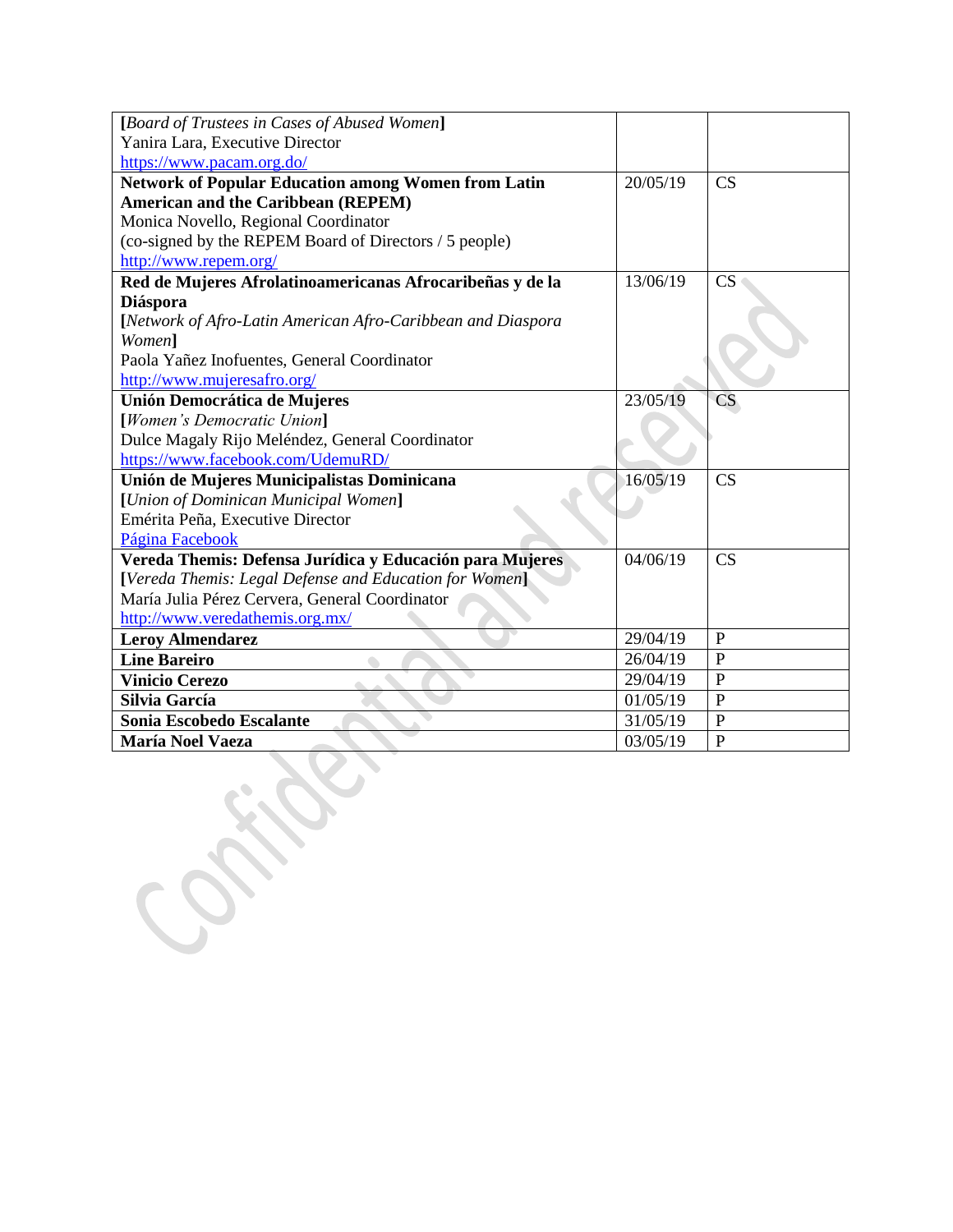| | | |
|---|---|---|
| [*Board of Trustees in Cases of Abused Women*]<br>Yanira Lara, Executive Director<br>https://www.pacam.org.do/ | | |
| **Network of Popular Education among Women from Latin American and the Caribbean (REPEM)**<br>Monica Novello, Regional Coordinator<br>(co-signed by the REPEM Board of Directors / 5 people)<br>http://www.repem.org/ | 20/05/19 | CS |
| **Red de Mujeres Afrolatinoamericanas Afrocaribeñas y de la Diáspora**<br>[*Network of Afro-Latin American Afro-Caribbean and Diaspora Women*]<br>Paola Yañez Inofuentes, General Coordinator<br>http://www.mujeresafro.org/ | 13/06/19 | CS |
| **Unión Democrática de Mujeres**<br>[*Women's Democratic Union*]<br>Dulce Magaly Rijo Meléndez, General Coordinator<br>https://www.facebook.com/UdemuRD/ | 23/05/19 | CS |
| **Unión de Mujeres Municipalistas Dominicana**<br>[*Union of Dominican Municipal Women*]<br>Emérita Peña, Executive Director<br>Página Facebook | 16/05/19 | CS |
| **Vereda Themis: Defensa Jurídica y Educación para Mujeres**<br>[*Vereda Themis: Legal Defense and Education for Women*]<br>María Julia Pérez Cervera, General Coordinator<br>http://www.veredathemis.org.mx/ | 04/06/19 | CS |
| **Leroy Almendarez** | 29/04/19 | P |
| **Line Bareiro** | 26/04/19 | P |
| **Vinicio Cerezo** | 29/04/19 | P |
| **Silvia García** | 01/05/19 | P |
| **Sonia Escobedo Escalante** | 31/05/19 | P |
| **María Noel Vaeza** | 03/05/19 | P |